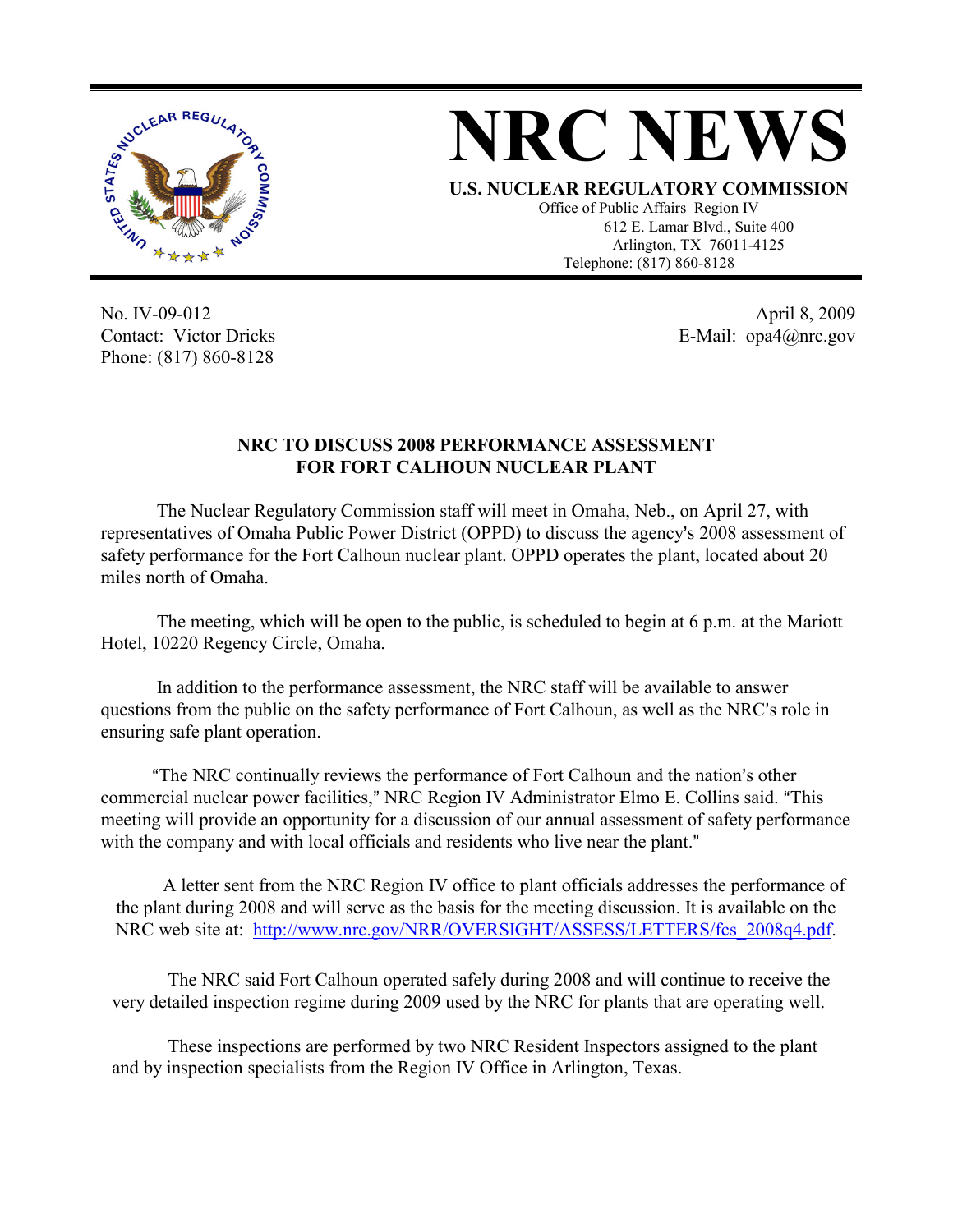# NRC NEWS

**U.S. NUCLEAR REGULATORY COMMISSION**

Office of Public Affairs Region IV
612 E. Lamar Blvd., Suite 400
Arlington, TX 76011-4125
Telephone: (817) 860-8128

No. IV-09-012
Contact: Victor Dricks
Phone: (817) 860-8128

April 8, 2009
E-Mail: opa4@nrc.gov

## NRC TO DISCUSS 2008 PERFORMANCE ASSESSMENT FOR FORT CALHOUN NUCLEAR PLANT

The Nuclear Regulatory Commission staff will meet in Omaha, Neb., on April 27, with representatives of Omaha Public Power District (OPPD) to discuss the agency's 2008 assessment of safety performance for the Fort Calhoun nuclear plant. OPPD operates the plant, located about 20 miles north of Omaha.

The meeting, which will be open to the public, is scheduled to begin at 6 p.m. at the Mariott Hotel, 10220 Regency Circle, Omaha.

In addition to the performance assessment, the NRC staff will be available to answer questions from the public on the safety performance of Fort Calhoun, as well as the NRC's role in ensuring safe plant operation.

"The NRC continually reviews the performance of Fort Calhoun and the nation's other commercial nuclear power facilities," NRC Region IV Administrator Elmo E. Collins said. "This meeting will provide an opportunity for a discussion of our annual assessment of safety performance with the company and with local officials and residents who live near the plant."

A letter sent from the NRC Region IV office to plant officials addresses the performance of the plant during 2008 and will serve as the basis for the meeting discussion. It is available on the NRC web site at: http://www.nrc.gov/NRR/OVERSIGHT/ASSESS/LETTERS/fcs_2008q4.pdf.

The NRC said Fort Calhoun operated safely during 2008 and will continue to receive the very detailed inspection regime during 2009 used by the NRC for plants that are operating well.

These inspections are performed by two NRC Resident Inspectors assigned to the plant and by inspection specialists from the Region IV Office in Arlington, Texas.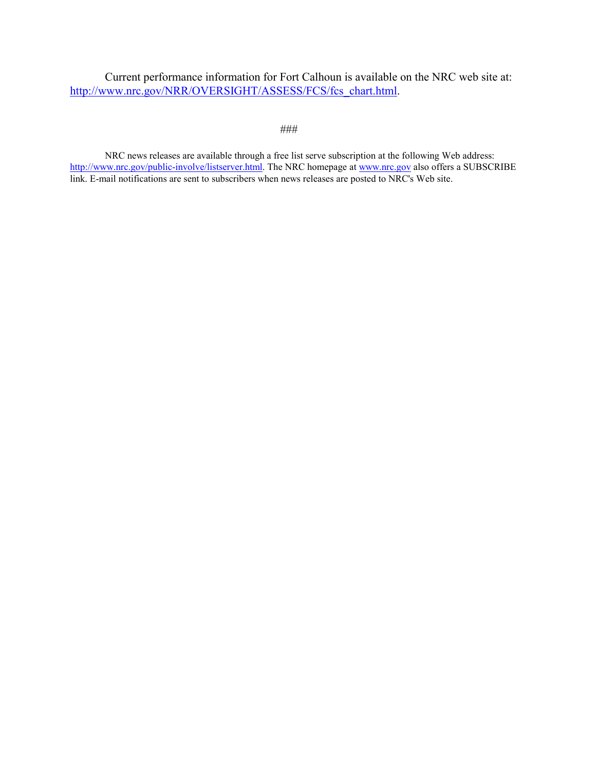Current performance information for Fort Calhoun is available on the NRC web site at: http://www.nrc.gov/NRR/OVERSIGHT/ASSESS/FCS/fcs_chart.html.

###

NRC news releases are available through a free list serve subscription at the following Web address: http://www.nrc.gov/public-involve/listserver.html. The NRC homepage at www.nrc.gov also offers a SUBSCRIBE link. E-mail notifications are sent to subscribers when news releases are posted to NRC's Web site.